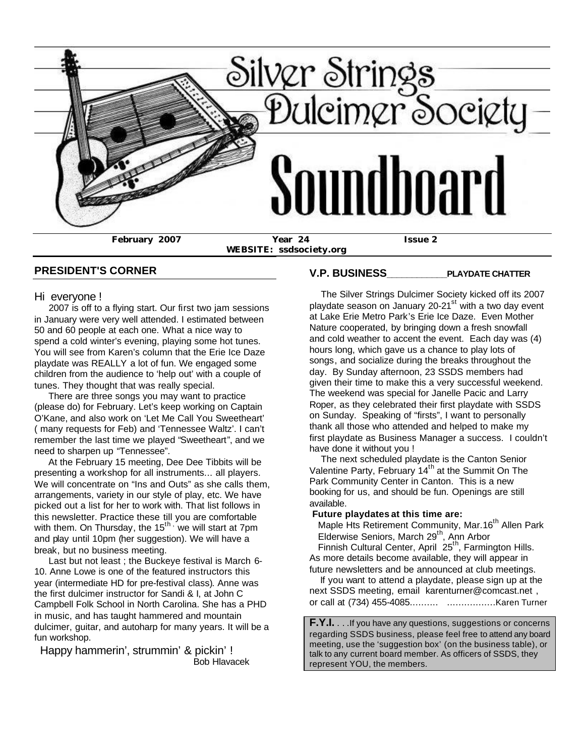# Silver Strings Dulcimer Society

# Soundboard

**February 2007** **Year 24** **Issue 2**

**WEBSITE: ssdsociety.org**

## PRESIDENT'S CORNER

Hi everyone !

2007 is off to a flying start. Our first two jam sessions in January were very well attended. I estimated between 50 and 60 people at each one. What a nice way to spend a cold winter's evening, playing some hot tunes. You will see from Karen's column that the Erie Ice Daze playdate was REALLY a lot of fun. We engaged some children from the audience to 'help out' with a couple of tunes. They thought that was really special.

There are three songs you may want to practice (please do) for February. Let's keep working on Captain O'Kane, and also work on 'Let Me Call You Sweetheart' ( many requests for Feb) and 'Tennessee Waltz'. I can't remember the last time we played "Sweetheart", and we need to sharpen up "Tennessee".

At the February 15 meeting, Dee Dee Tibbits will be presenting a workshop for all instruments… all players. We will concentrate on "Ins and Outs" as she calls them, arrangements, variety in our style of play, etc. We have picked out a list for her to work with. That list follows in this newsletter. Practice these till you are comfortable with them. On Thursday, the 15th , we will start at 7pm and play until 10pm (her suggestion). We will have a break, but no business meeting.

Last but not least ; the Buckeye festival is March 6-10. Anne Lowe is one of the featured instructors this year (intermediate HD for pre-festival class). Anne was the first dulcimer instructor for Sandi & I, at John C Campbell Folk School in North Carolina. She has a PHD in music, and has taught hammered and mountain dulcimer, guitar, and autoharp for many years. It will be a fun workshop.

Happy hammerin', strummin' & pickin' !

Bob Hlavacek

## V.P. BUSINESS___________PLAYDATE CHATTER

The Silver Strings Dulcimer Society kicked off its 2007 playdate season on January 20-21st with a two day event at Lake Erie Metro Park's Erie Ice Daze. Even Mother Nature cooperated, by bringing down a fresh snowfall and cold weather to accent the event. Each day was (4) hours long, which gave us a chance to play lots of songs, and socialize during the breaks throughout the day. By Sunday afternoon, 23 SSDS members had given their time to make this a very successful weekend. The weekend was special for Janelle Pacic and Larry Roper, as they celebrated their first playdate with SSDS on Sunday. Speaking of "firsts", I want to personally thank all those who attended and helped to make my first playdate as Business Manager a success. I couldn't have done it without you !

The next scheduled playdate is the Canton Senior Valentine Party, February 14th at the Summit On The Park Community Center in Canton. This is a new booking for us, and should be fun. Openings are still available.

**Future playdates at this time are:**

Maple Hts Retirement Community, Mar.16th Allen Park
Elderwise Seniors, March 29th, Ann Arbor
Finnish Cultural Center, April 25th, Farmington Hills.

As more details become available, they will appear in future newsletters and be announced at club meetings.

If you want to attend a playdate, please sign up at the next SSDS meeting, email karenturner@comcast.net , or call at (734) 455-4085………. ……………..Karen Turner

**F.Y.I.** . . .If you have any questions, suggestions or concerns regarding SSDS business, please feel free to attend any board meeting, use the 'suggestion box' (on the business table), or talk to any current board member. As officers of SSDS, they represent YOU, the members.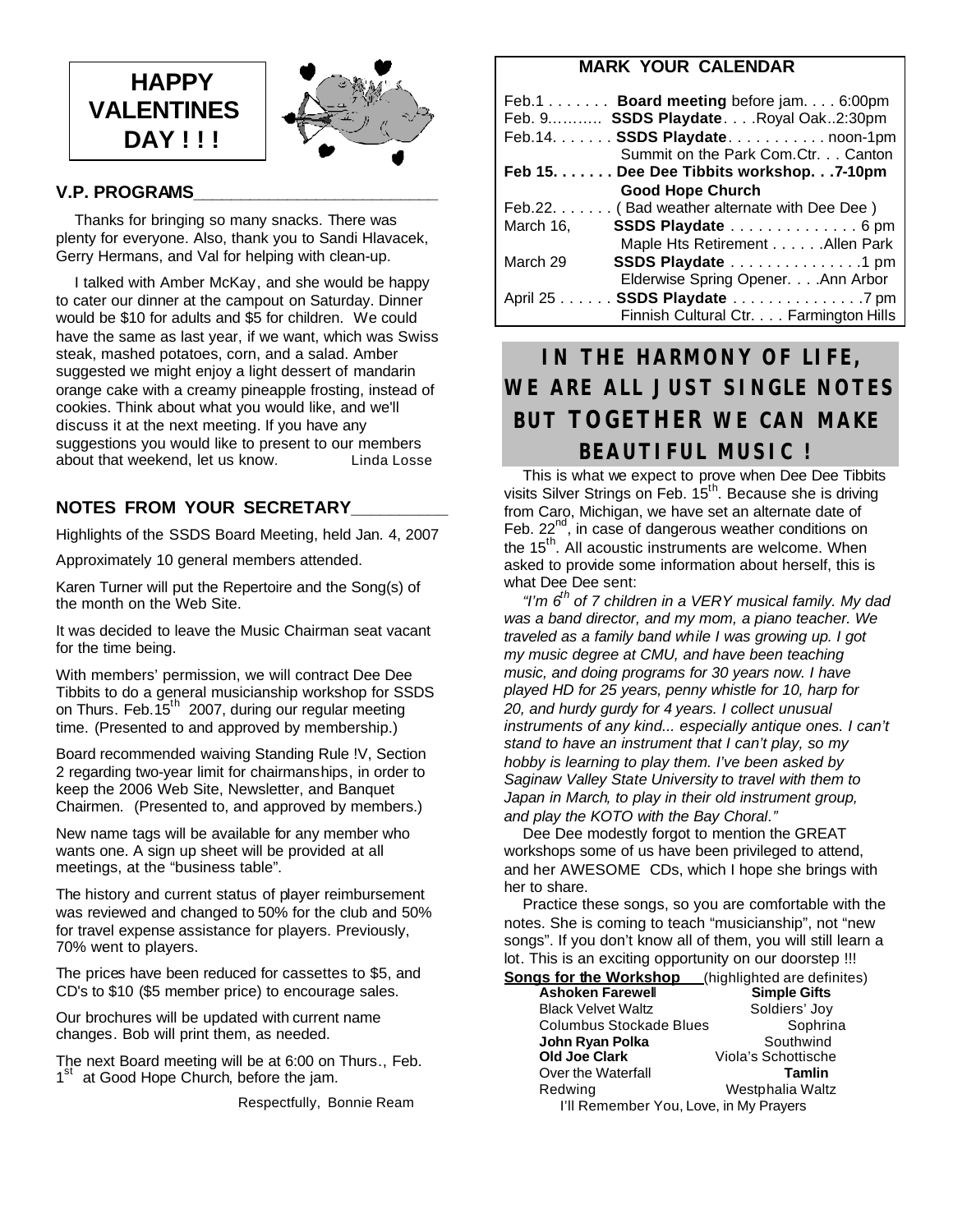# HAPPY VALENTINES DAY ! ! !

## V.P. PROGRAMS

Thanks for bringing so many snacks. There was plenty for everyone. Also, thank you to Sandi Hlavacek, Gerry Hermans, and Val for helping with clean-up.

I talked with Amber McKay, and she would be happy to cater our dinner at the campout on Saturday. Dinner would be $10 for adults and $5 for children. We could have the same as last year, if we want, which was Swiss steak, mashed potatoes, corn, and a salad. Amber suggested we might enjoy a light dessert of mandarin orange cake with a creamy pineapple frosting, instead of cookies. Think about what you would like, and we'll discuss it at the next meeting. If you have any suggestions you would like to present to our members about that weekend, let us know. Linda Losse

## NOTES FROM YOUR SECRETARY

Highlights of the SSDS Board Meeting, held Jan. 4, 2007

Approximately 10 general members attended.

Karen Turner will put the Repertoire and the Song(s) of the month on the Web Site.

It was decided to leave the Music Chairman seat vacant for the time being.

With members' permission, we will contract Dee Dee Tibbits to do a general musicianship workshop for SSDS on Thurs. Feb.15th 2007, during our regular meeting time. (Presented to and approved by membership.)

Board recommended waiving Standing Rule !V, Section 2 regarding two-year limit for chairmanships, in order to keep the 2006 Web Site, Newsletter, and Banquet Chairmen. (Presented to, and approved by members.)

New name tags will be available for any member who wants one. A sign up sheet will be provided at all meetings, at the "business table".

The history and current status of player reimbursement was reviewed and changed to 50% for the club and 50% for travel expense assistance for players. Previously, 70% went to players.

The prices have been reduced for cassettes to $5, and CD's to $10 ($5 member price) to encourage sales.

Our brochures will be updated with current name changes. Bob will print them, as needed.

The next Board meeting will be at 6:00 on Thurs., Feb. 1st at Good Hope Church, before the jam.

Respectfully, Bonnie Ream

## MARK YOUR CALENDAR

| | | |
|---|---|---|
| Feb.1 | **Board meeting** before jam. | 6:00pm |
| Feb. 9 | **SSDS Playdate** . . . Royal Oak | 2:30pm |
| Feb.14. | **SSDS Playdate** — Summit on the Park Com.Ctr. . . Canton | noon-1pm |
| **Feb 15.** | **Dee Dee Tibbits workshop. — Good Hope Church** | **7-10pm** |
| Feb.22. | ( Bad weather alternate with Dee Dee ) | |
| March 16, | **SSDS Playdate** — Maple Hts Retirement . . . Allen Park | 6 pm |
| March 29 | **SSDS Playdate** — Elderwise Spring Opener. . . Ann Arbor | 1 pm |
| April 25 | **SSDS Playdate** — Finnish Cultural Ctr. . . . Farmington Hills | 7 pm |

## IN THE HARMONY OF LIFE, WE ARE ALL JUST SINGLE NOTES BUT TOGETHER WE CAN MAKE BEAUTIFUL MUSIC !

This is what we expect to prove when Dee Dee Tibbits visits Silver Strings on Feb. 15th. Because she is driving from Caro, Michigan, we have set an alternate date of Feb. 22nd, in case of dangerous weather conditions on the 15th. All acoustic instruments are welcome. When asked to provide some information about herself, this is what Dee Dee sent:

*"I'm 6th of 7 children in a VERY musical family. My dad was a band director, and my mom, a piano teacher. We traveled as a family band while I was growing up. I got my music degree at CMU, and have been teaching music, and doing programs for 30 years now. I have played HD for 25 years, penny whistle for 10, harp for 20, and hurdy gurdy for 4 years. I collect unusual instruments of any kind... especially antique ones. I can't stand to have an instrument that I can't play, so my hobby is learning to play them. I've been asked by Saginaw Valley State University to travel with them to Japan in March, to play in their old instrument group, and play the KOTO with the Bay Choral."*

Dee Dee modestly forgot to mention the GREAT workshops some of us have been privileged to attend, and her AWESOME CDs, which I hope she brings with her to share.

Practice these songs, so you are comfortable with the notes. She is coming to teach "musicianship", not "new songs". If you don't know all of them, you will still learn a lot. This is an exciting opportunity on our doorstep !!!

**Songs for the Workshop** (highlighted are definites)

| | |
|---|---|
| **Ashoken Farewell** | **Simple Gifts** |
| Black Velvet Waltz | Soldiers' Joy |
| Columbus Stockade Blues | Sophrina |
| **John Ryan Polka** | Southwind |
| **Old Joe Clark** | Viola's Schottische |
| Over the Waterfall | **Tamlin** |
| Redwing | Westphalia Waltz |

I'll Remember You, Love, in My Prayers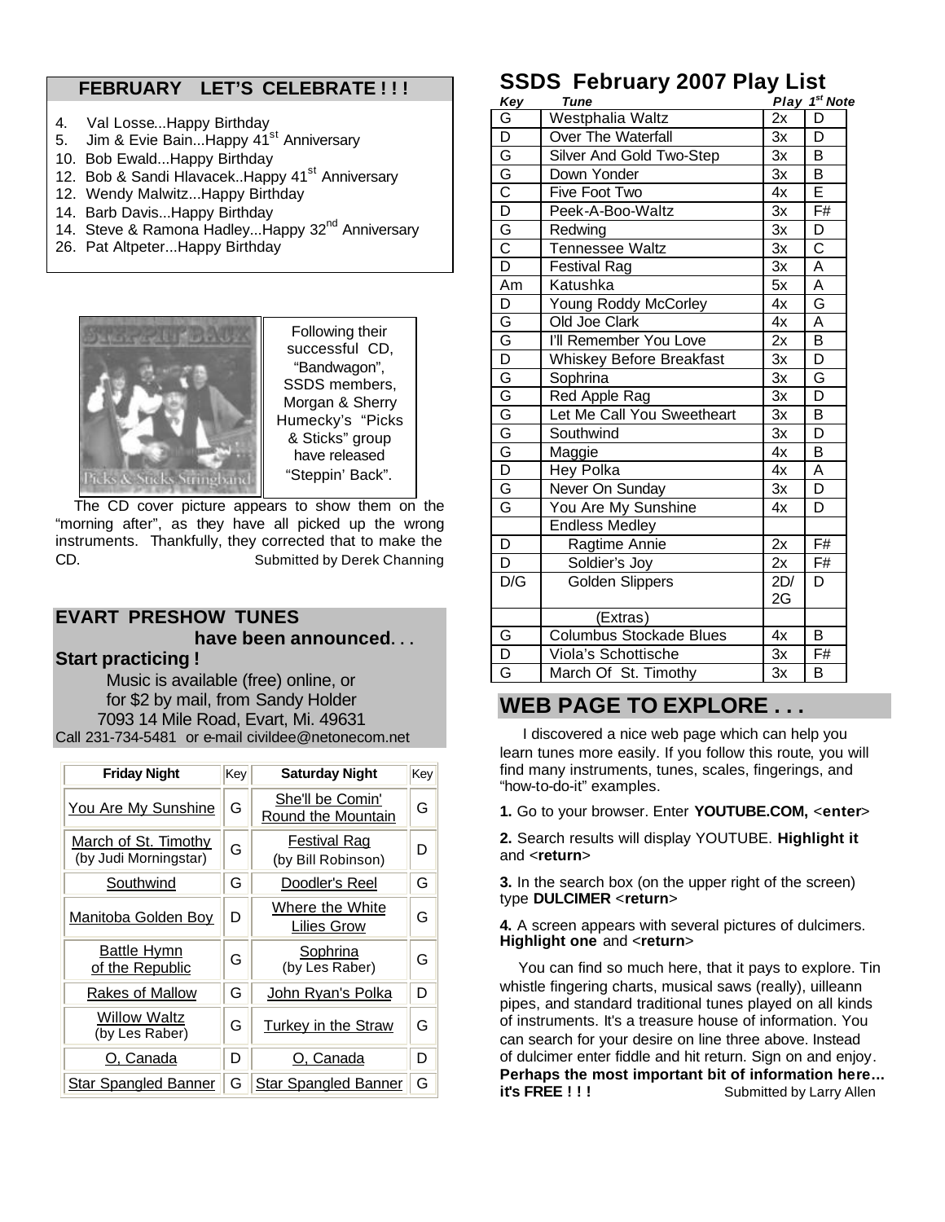## FEBRUARY LET'S CELEBRATE ! ! !

4. Val Losse...Happy Birthday
5. Jim & Evie Bain...Happy 41st Anniversary
10. Bob Ewald...Happy Birthday
12. Bob & Sandi Hlavacek..Happy 41st Anniversary
12. Wendy Malwitz...Happy Birthday
14. Barb Davis...Happy Birthday
14. Steve & Ramona Hadley...Happy 32nd Anniversary
26. Pat Altpeter...Happy Birthday

Following their successful CD, "Bandwagon", SSDS members, Morgan & Sherry Humecky's "Picks & Sticks" group have released "Steppin' Back".

The CD cover picture appears to show them on the "morning after", as they have all picked up the wrong instruments. Thankfully, they corrected that to make the CD.

Submitted by Derek Channing

## EVART PRESHOW TUNES have been announced. . .

**Start practicing !**

Music is available (free) online, or for $2 by mail, from Sandy Holder
7093 14 Mile Road, Evart, Mi. 49631
Call 231-734-5481 or e-mail civildee@netonecom.net

| Friday Night | Key | Saturday Night | Key |
|---|---|---|---|
| You Are My Sunshine | G | She'll be Comin' Round the Mountain | G |
| March of St. Timothy (by Judi Morningstar) | G | Festival Rag (by Bill Robinson) | D |
| Southwind | G | Doodler's Reel | G |
| Manitoba Golden Boy | D | Where the White Lilies Grow | G |
| Battle Hymn of the Republic | G | Sophrina (by Les Raber) | G |
| Rakes of Mallow | G | John Ryan's Polka | D |
| Willow Waltz (by Les Raber) | G | Turkey in the Straw | G |
| O, Canada | D | O, Canada | D |
| Star Spangled Banner | G | Star Spangled Banner | G |

## SSDS February 2007 Play List

| Key | Tune | Play | 1st Note |
|---|---|---|---|
| G | Westphalia Waltz | 2x | D |
| D | Over The Waterfall | 3x | D |
| G | Silver And Gold Two-Step | 3x | B |
| G | Down Yonder | 3x | B |
| C | Five Foot Two | 4x | E |
| D | Peek-A-Boo-Waltz | 3x | F# |
| G | Redwing | 3x | D |
| C | Tennessee Waltz | 3x | C |
| D | Festival Rag | 3x | A |
| Am | Katushka | 5x | A |
| D | Young Roddy McCorley | 4x | G |
| G | Old Joe Clark | 4x | A |
| G | I'll Remember You Love | 2x | B |
| D | Whiskey Before Breakfast | 3x | D |
| G | Sophrina | 3x | G |
| G | Red Apple Rag | 3x | D |
| G | Let Me Call You Sweetheart | 3x | B |
| G | Southwind | 3x | D |
| G | Maggie | 4x | B |
| D | Hey Polka | 4x | A |
| G | Never On Sunday | 3x | D |
| G | You Are My Sunshine | 4x | D |
| | Endless Medley | | |
| D | Ragtime Annie | 2x | F# |
| D | Soldier's Joy | 2x | F# |
| D/G | Golden Slippers | 2D/ 2G | D |
| | (Extras) | | |
| G | Columbus Stockade Blues | 4x | B |
| D | Viola's Schottische | 3x | F# |
| G | March Of St. Timothy | 3x | B |

## WEB PAGE TO EXPLORE . . .

I discovered a nice web page which can help you learn tunes more easily. If you follow this route, you will find many instruments, tunes, scales, fingerings, and "how-to-do-it" examples.

**1.** Go to your browser. Enter **YOUTUBE.COM,** <**enter**>

**2.** Search results will display YOUTUBE. **Highlight it** and <**return**>

**3.** In the search box (on the upper right of the screen) type **DULCIMER** <**return**>

**4.** A screen appears with several pictures of dulcimers. **Highlight one** and <**return**>

You can find so much here, that it pays to explore. Tin whistle fingering charts, musical saws (really), uilleann pipes, and standard traditional tunes played on all kinds of instruments. It's a treasure house of information. You can search for your desire on line three above. Instead of dulcimer enter fiddle and hit return. Sign on and enjoy. **Perhaps the most important bit of information here… it's FREE ! ! !**

Submitted by Larry Allen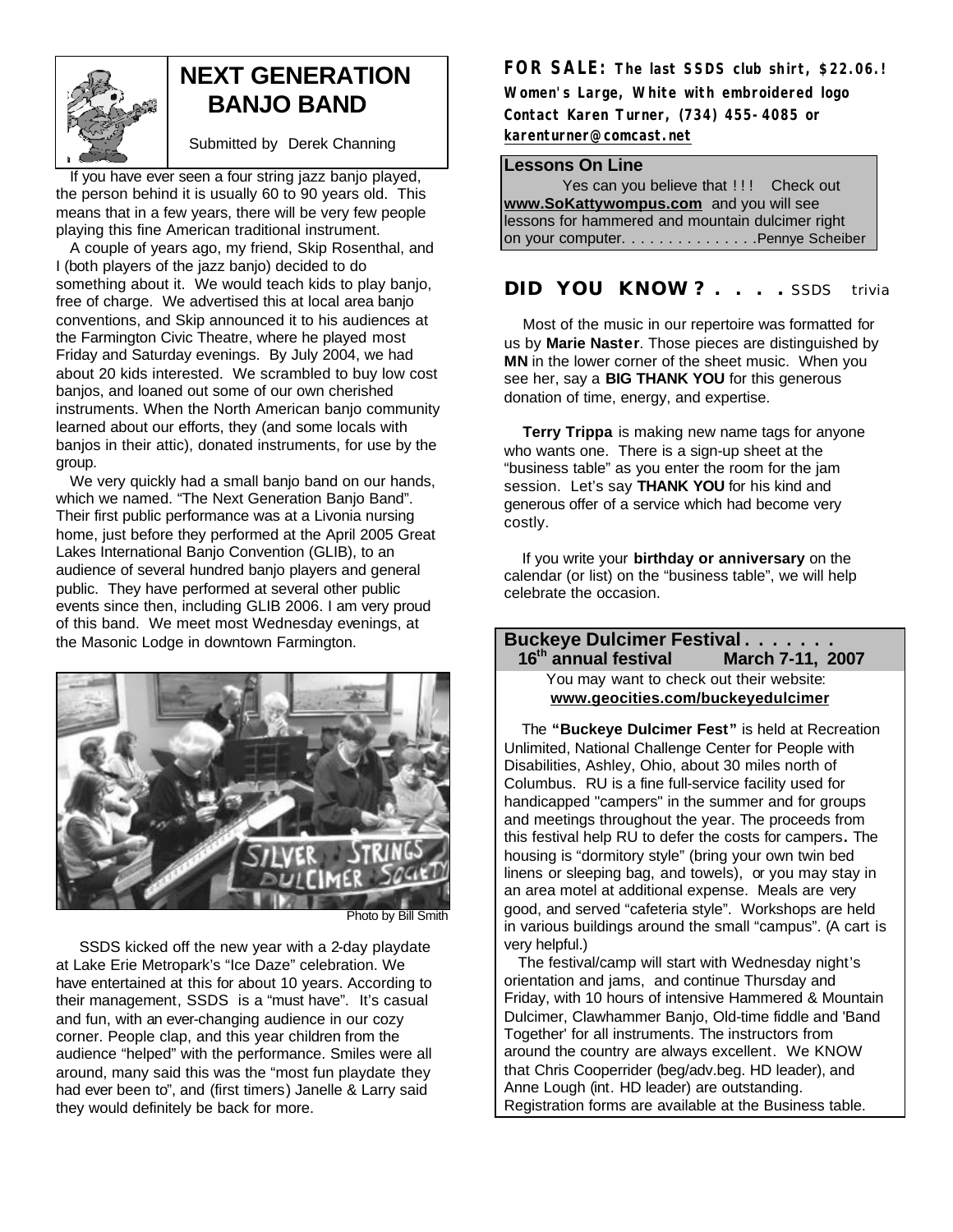## NEXT GENERATION BANJO BAND

Submitted by Derek Channing

If you have ever seen a four string jazz banjo played, the person behind it is usually 60 to 90 years old. This means that in a few years, there will be very few people playing this fine American traditional instrument.

A couple of years ago, my friend, Skip Rosenthal, and I (both players of the jazz banjo) decided to do something about it. We would teach kids to play banjo, free of charge. We advertised this at local area banjo conventions, and Skip announced it to his audiences at the Farmington Civic Theatre, where he played most Friday and Saturday evenings. By July 2004, we had about 20 kids interested. We scrambled to buy low cost banjos, and loaned out some of our own cherished instruments. When the North American banjo community learned about our efforts, they (and some locals with banjos in their attic), donated instruments, for use by the group.

We very quickly had a small banjo band on our hands, which we named. "The Next Generation Banjo Band". Their first public performance was at a Livonia nursing home, just before they performed at the April 2005 Great Lakes International Banjo Convention (GLIB), to an audience of several hundred banjo players and general public. They have performed at several other public events since then, including GLIB 2006. I am very proud of this band. We meet most Wednesday evenings, at the Masonic Lodge in downtown Farmington.

Photo by Bill Smith

SSDS kicked off the new year with a 2-day playdate at Lake Erie Metropark's "Ice Daze" celebration. We have entertained at this for about 10 years. According to their management, SSDS is a "must have". It's casual and fun, with an ever-changing audience in our cozy corner. People clap, and this year children from the audience "helped" with the performance. Smiles were all around, many said this was the "most fun playdate they had ever been to", and (first timers) Janelle & Larry said they would definitely be back for more.

**FOR SALE: The last SSDS club shirt, $22.06.! Women's Large, White with embroidered logo Contact Karen Turner, (734) 455-4085 or karenturner@comcast.net**

### Lessons On Line

Yes can you believe that !!! Check out **www.SoKattywompus.com** and you will see lessons for hammered and mountain dulcimer right on your computer. . . . . . . . . . . . . . .Pennye Scheiber

## DID YOU KNOW? . . . . SSDS trivia

Most of the music in our repertoire was formatted for us by **Marie Naster**. Those pieces are distinguished by **MN** in the lower corner of the sheet music. When you see her, say a **BIG THANK YOU** for this generous donation of time, energy, and expertise.

**Terry Trippa** is making new name tags for anyone who wants one. There is a sign-up sheet at the "business table" as you enter the room for the jam session. Let's say **THANK YOU** for his kind and generous offer of a service which had become very costly.

If you write your **birthday or anniversary** on the calendar (or list) on the "business table", we will help celebrate the occasion.

### Buckeye Dulcimer Festival . . . . . . .
**16th annual festival March 7-11, 2007**

You may want to check out their website: **www.geocities.com/buckeyedulcimer**

The **"Buckeye Dulcimer Fest"** is held at Recreation Unlimited, National Challenge Center for People with Disabilities, Ashley, Ohio, about 30 miles north of Columbus. RU is a fine full-service facility used for handicapped "campers" in the summer and for groups and meetings throughout the year. The proceeds from this festival help RU to defer the costs for campers. The housing is "dormitory style" (bring your own twin bed linens or sleeping bag, and towels), or you may stay in an area motel at additional expense. Meals are very good, and served "cafeteria style". Workshops are held in various buildings around the small "campus". (A cart is very helpful.)

The festival/camp will start with Wednesday night's orientation and jams, and continue Thursday and Friday, with 10 hours of intensive Hammered & Mountain Dulcimer, Clawhammer Banjo, Old-time fiddle and 'Band Together' for all instruments. The instructors from around the country are always excellent. We KNOW that Chris Cooperrider (beg/adv.beg. HD leader), and Anne Lough (int. HD leader) are outstanding. Registration forms are available at the Business table.